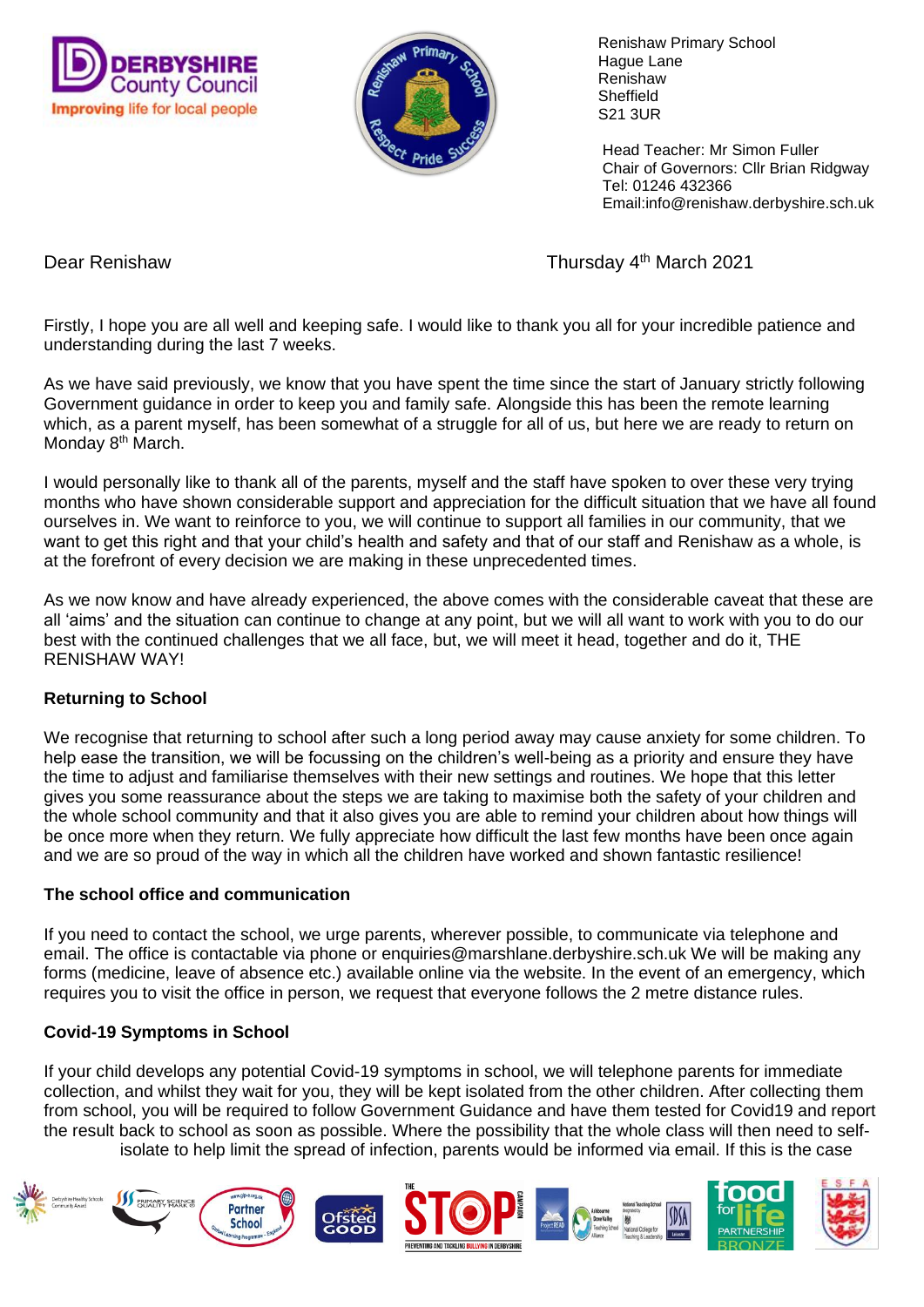Renishaw Primary School
Hague Lane
Renishaw
Sheffield
S21 3UR

Head Teacher: Mr Simon Fuller
Chair of Governors: Cllr Brian Ridgway
Tel: 01246 432366
Email:info@renishaw.derbyshire.sch.uk

Dear Renishaw

Thursday 4th March 2021

Firstly, I hope you are all well and keeping safe. I would like to thank you all for your incredible patience and understanding during the last 7 weeks.

As we have said previously, we know that you have spent the time since the start of January strictly following Government guidance in order to keep you and family safe. Alongside this has been the remote learning which, as a parent myself, has been somewhat of a struggle for all of us, but here we are ready to return on Monday 8th March.

I would personally like to thank all of the parents, myself and the staff have spoken to over these very trying months who have shown considerable support and appreciation for the difficult situation that we have all found ourselves in. We want to reinforce to you, we will continue to support all families in our community, that we want to get this right and that your child's health and safety and that of our staff and Renishaw as a whole, is at the forefront of every decision we are making in these unprecedented times.

As we now know and have already experienced, the above comes with the considerable caveat that these are all 'aims' and the situation can continue to change at any point, but we will all want to work with you to do our best with the continued challenges that we all face, but, we will meet it head, together and do it, THE RENISHAW WAY!

**Returning to School**

We recognise that returning to school after such a long period away may cause anxiety for some children. To help ease the transition, we will be focussing on the children's well-being as a priority and ensure they have the time to adjust and familiarise themselves with their new settings and routines. We hope that this letter gives you some reassurance about the steps we are taking to maximise both the safety of your children and the whole school community and that it also gives you are able to remind your children about how things will be once more when they return. We fully appreciate how difficult the last few months have been once again and we are so proud of the way in which all the children have worked and shown fantastic resilience!

**The school office and communication**

If you need to contact the school, we urge parents, wherever possible, to communicate via telephone and email. The office is contactable via phone or enquiries@marshlane.derbyshire.sch.uk We will be making any forms (medicine, leave of absence etc.) available online via the website. In the event of an emergency, which requires you to visit the office in person, we request that everyone follows the 2 metre distance rules.

**Covid-19 Symptoms in School**

If your child develops any potential Covid-19 symptoms in school, we will telephone parents for immediate collection, and whilst they wait for you, they will be kept isolated from the other children. After collecting them from school, you will be required to follow Government Guidance and have them tested for Covid19 and report the result back to school as soon as possible. Where the possibility that the whole class will then need to self-isolate to help limit the spread of infection, parents would be informed via email. If this is the case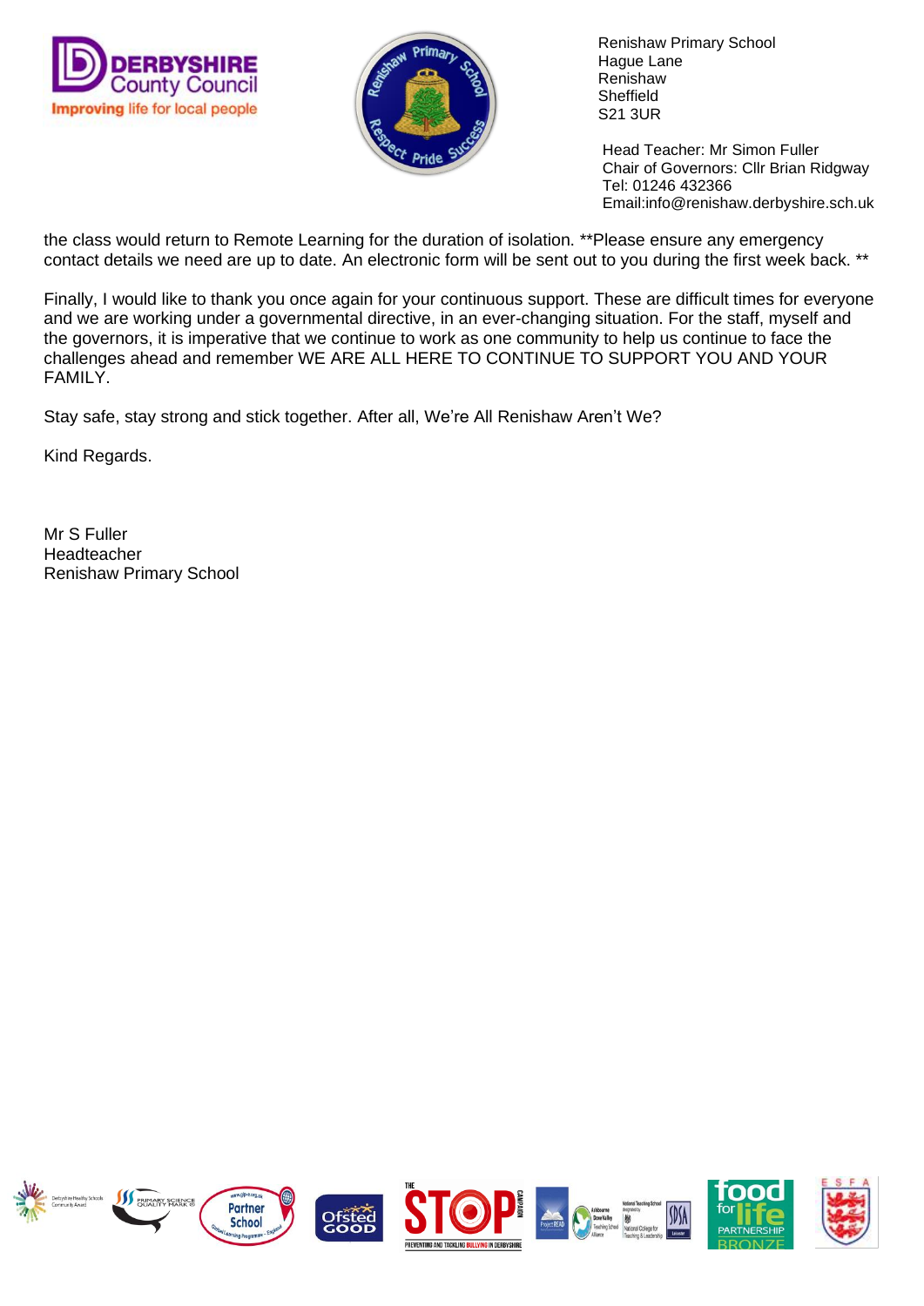Renishaw Primary School
Hague Lane
Renishaw
Sheffield
S21 3UR

Head Teacher: Mr Simon Fuller
Chair of Governors: Cllr Brian Ridgway
Tel: 01246 432366
Email:info@renishaw.derbyshire.sch.uk

the class would return to Remote Learning for the duration of isolation. **Please ensure any emergency contact details we need are up to date. An electronic form will be sent out to you during the first week back. **

Finally, I would like to thank you once again for your continuous support. These are difficult times for everyone and we are working under a governmental directive, in an ever-changing situation. For the staff, myself and the governors, it is imperative that we continue to work as one community to help us continue to face the challenges ahead and remember WE ARE ALL HERE TO CONTINUE TO SUPPORT YOU AND YOUR FAMILY.

Stay safe, stay strong and stick together. After all, We're All Renishaw Aren't We?

Kind Regards.

Mr S Fuller
Headteacher
Renishaw Primary School